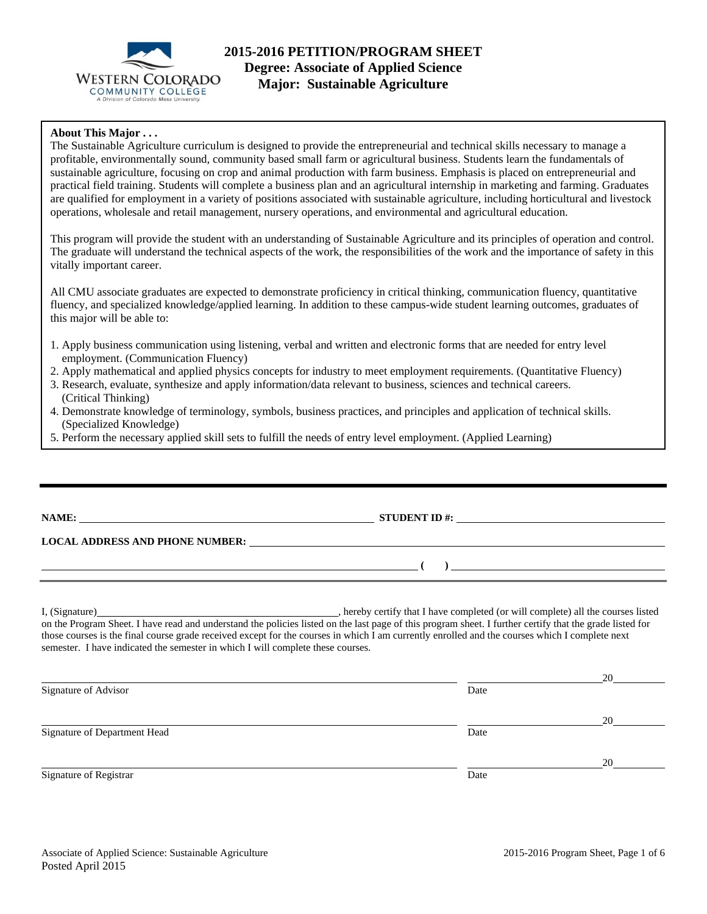# 2015-2016 PETITION/PROGRAM SHEET
## Degree: Associate of Applied Science
## Major: Sustainable Agriculture

**About This Major . . .**

The Sustainable Agriculture curriculum is designed to provide the entrepreneurial and technical skills necessary to manage a profitable, environmentally sound, community based small farm or agricultural business. Students learn the fundamentals of sustainable agriculture, focusing on crop and animal production with farm business. Emphasis is placed on entrepreneurial and practical field training. Students will complete a business plan and an agricultural internship in marketing and farming. Graduates are qualified for employment in a variety of positions associated with sustainable agriculture, including horticultural and livestock operations, wholesale and retail management, nursery operations, and environmental and agricultural education.

This program will provide the student with an understanding of Sustainable Agriculture and its principles of operation and control. The graduate will understand the technical aspects of the work, the responsibilities of the work and the importance of safety in this vitally important career.

All CMU associate graduates are expected to demonstrate proficiency in critical thinking, communication fluency, quantitative fluency, and specialized knowledge/applied learning. In addition to these campus-wide student learning outcomes, graduates of this major will be able to:

1. Apply business communication using listening, verbal and written and electronic forms that are needed for entry level employment. (Communication Fluency)
2. Apply mathematical and applied physics concepts for industry to meet employment requirements. (Quantitative Fluency)
3. Research, evaluate, synthesize and apply information/data relevant to business, sciences and technical careers. (Critical Thinking)
4. Demonstrate knowledge of terminology, symbols, business practices, and principles and application of technical skills. (Specialized Knowledge)
5. Perform the necessary applied skill sets to fulfill the needs of entry level employment. (Applied Learning)

---

**NAME:** ______________________________ **STUDENT ID #:** ______________________________

**LOCAL ADDRESS AND PHONE NUMBER:** ______________________________

______________________________ **( )** ______________________________

I, (Signature)______________________________, hereby certify that I have completed (or will complete) all the courses listed on the Program Sheet. I have read and understand the policies listed on the last page of this program sheet. I further certify that the grade listed for those courses is the final course grade received except for the courses in which I am currently enrolled and the courses which I complete next semester. I have indicated the semester in which I will complete these courses.

______________________________ ______________ 20______
Signature of Advisor Date

______________________________ ______________ 20______
Signature of Department Head Date

______________________________ ______________ 20______
Signature of Registrar Date

Associate of Applied Science: Sustainable Agriculture
Posted April 2015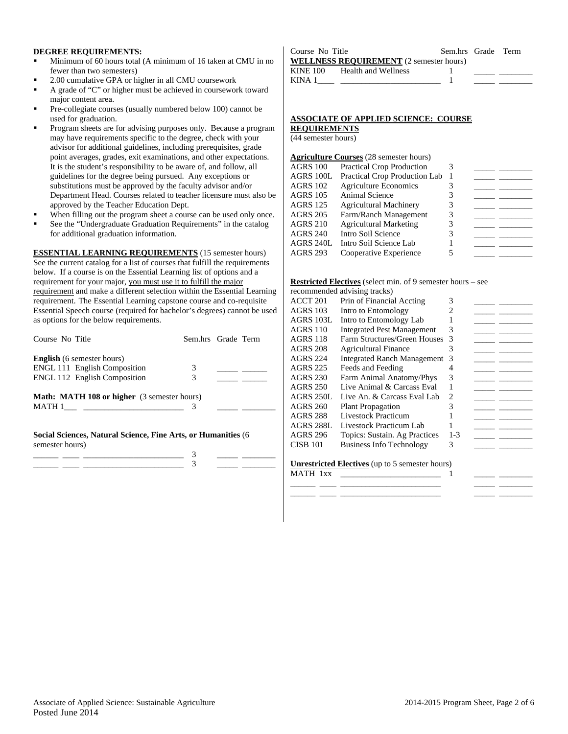**DEGREE REQUIREMENTS:**

- Minimum of 60 hours total (A minimum of 16 taken at CMU in no fewer than two semesters)
- 2.00 cumulative GPA or higher in all CMU coursework
- A grade of "C" or higher must be achieved in coursework toward major content area.
- Pre-collegiate courses (usually numbered below 100) cannot be used for graduation.
- Program sheets are for advising purposes only. Because a program may have requirements specific to the degree, check with your advisor for additional guidelines, including prerequisites, grade point averages, grades, exit examinations, and other expectations. It is the student's responsibility to be aware of, and follow, all guidelines for the degree being pursued. Any exceptions or substitutions must be approved by the faculty advisor and/or Department Head. Courses related to teacher licensure must also be approved by the Teacher Education Dept.
- When filling out the program sheet a course can be used only once.
- See the "Undergraduate Graduation Requirements" in the catalog for additional graduation information.

**ESSENTIAL LEARNING REQUIREMENTS** (15 semester hours)
See the current catalog for a list of courses that fulfill the requirements below. If a course is on the Essential Learning list of options and a requirement for your major, you must use it to fulfill the major requirement and make a different selection within the Essential Learning requirement. The Essential Learning capstone course and co-requisite Essential Speech course (required for bachelor's degrees) cannot be used as options for the below requirements.

| Course No | Title | Sem.hrs | Grade | Term |
|---|---|---|---|---|
| **English** (6 semester hours) | | | | |
| ENGL 111 | English Composition | 3 | _____ | ______ |
| ENGL 112 | English Composition | 3 | _____ | ______ |
| **Math: MATH 108 or higher** (3 semester hours) | | | | |
| MATH 1___ | ________________________ | 3 | _____ | ________ |
| **Social Sciences, Natural Science, Fine Arts, or Humanities** (6 semester hours) | | | | |
| ______ ____ | ________________________ | 3 | _____ | ________ |
| ______ ____ | ________________________ | 3 | _____ | ________ |

| Course No | Title | Sem.hrs | Grade | Term |
|---|---|---|---|---|
| **WELLNESS REQUIREMENT** (2 semester hours) | | | | |
| KINE 100 | Health and Wellness | 1 | _____ | ________ |
| KINA 1____ | ________________________ | 1 | _____ | ________ |

**ASSOCIATE OF APPLIED SCIENCE: COURSE REQUIREMENTS**
(44 semester hours)

| Course No | Title | Sem.hrs | Grade | Term |
|---|---|---|---|---|
| **Agriculture Courses** (28 semester hours) | | | | |
| AGRS 100 | Practical Crop Production | 3 | _____ | ________ |
| AGRS 100L | Practical Crop Production Lab | 1 | _____ | ________ |
| AGRS 102 | Agriculture Economics | 3 | _____ | ________ |
| AGRS 105 | Animal Science | 3 | _____ | ________ |
| AGRS 125 | Agricultural Machinery | 3 | _____ | ________ |
| AGRS 205 | Farm/Ranch Management | 3 | _____ | ________ |
| AGRS 210 | Agricultural Marketing | 3 | _____ | ________ |
| AGRS 240 | Intro Soil Science | 3 | _____ | ________ |
| AGRS 240L | Intro Soil Science Lab | 1 | _____ | ________ |
| AGRS 293 | Cooperative Experience | 5 | _____ | ________ |
| **Restricted Electives** (select min. of 9 semester hours – see recommended advising tracks) | | | | |
| ACCT 201 | Prin of Financial Accting | 3 | _____ | ________ |
| AGRS 103 | Intro to Entomology | 2 | _____ | ________ |
| AGRS 103L | Intro to Entomology Lab | 1 | _____ | ________ |
| AGRS 110 | Integrated Pest Management | 3 | _____ | ________ |
| AGRS 118 | Farm Structures/Green Houses | 3 | _____ | ________ |
| AGRS 208 | Agricultural Finance | 3 | _____ | ________ |
| AGRS 224 | Integrated Ranch Management | 3 | _____ | ________ |
| AGRS 225 | Feeds and Feeding | 4 | _____ | ________ |
| AGRS 230 | Farm Animal Anatomy/Phys | 3 | _____ | ________ |
| AGRS 250 | Live Animal & Carcass Eval | 1 | _____ | ________ |
| AGRS 250L | Live An. & Carcass Eval Lab | 2 | _____ | ________ |
| AGRS 260 | Plant Propagation | 3 | _____ | ________ |
| AGRS 288 | Livestock Practicum | 1 | _____ | ________ |
| AGRS 288L | Livestock Practicum Lab | 1 | _____ | ________ |
| AGRS 296 | Topics: Sustain. Ag Practices | 1-3 | _____ | ________ |
| CISB 101 | Business Info Technology | 3 | _____ | ________ |
| **Unrestricted Electives** (up to 5 semester hours) | | | | |
| MATH 1xx | ________________________ | 1 | _____ | ________ |
| ______ ____ | ________________________ | | _____ | ________ |
| ______ ____ | ________________________ | | _____ | ________ |

Associate of Applied Science: Sustainable Agriculture
Posted June 2014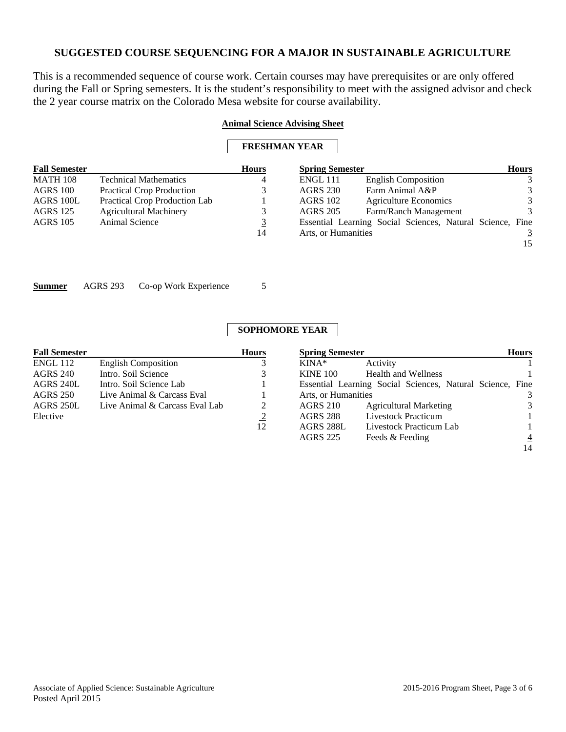## SUGGESTED COURSE SEQUENCING FOR A MAJOR IN SUSTAINABLE AGRICULTURE

This is a recommended sequence of course work. Certain courses may have prerequisites or are only offered during the Fall or Spring semesters. It is the student's responsibility to meet with the assigned advisor and check the 2 year course matrix on the Colorado Mesa website for course availability.

**Animal Science Advising Sheet**

### FRESHMAN YEAR

| Fall Semester | | Hours |
|---|---|---|
| MATH 108 | Technical Mathematics | 4 |
| AGRS 100 | Practical Crop Production | 3 |
| AGRS 100L | Practical Crop Production Lab | 1 |
| AGRS 125 | Agricultural Machinery | 3 |
| AGRS 105 | Animal Science | 3 |
| | | 14 |

| Spring Semester | | Hours |
|---|---|---|
| ENGL 111 | English Composition | 3 |
| AGRS 230 | Farm Animal A&P | 3 |
| AGRS 102 | Agriculture Economics | 3 |
| AGRS 205 | Farm/Ranch Management | 3 |
| Essential Learning Social Sciences, Natural Science, Fine Arts, or Humanities | | 3 |
| | | 15 |

**Summer** AGRS 293 Co-op Work Experience 5

### SOPHOMORE YEAR

| Fall Semester | | Hours |
|---|---|---|
| ENGL 112 | English Composition | 3 |
| AGRS 240 | Intro. Soil Science | 3 |
| AGRS 240L | Intro. Soil Science Lab | 1 |
| AGRS 250 | Live Animal & Carcass Eval | 1 |
| AGRS 250L | Live Animal & Carcass Eval Lab | 2 |
| Elective | | 2 |
| | | 12 |

| Spring Semester | | Hours |
|---|---|---|
| KINA* | Activity | 1 |
| KINE 100 | Health and Wellness | 1 |
| Essential Learning Social Sciences, Natural Science, Fine Arts, or Humanities | | 3 |
| AGRS 210 | Agricultural Marketing | 3 |
| AGRS 288 | Livestock Practicum | 1 |
| AGRS 288L | Livestock Practicum Lab | 1 |
| AGRS 225 | Feeds & Feeding | 4 |
| | | 14 |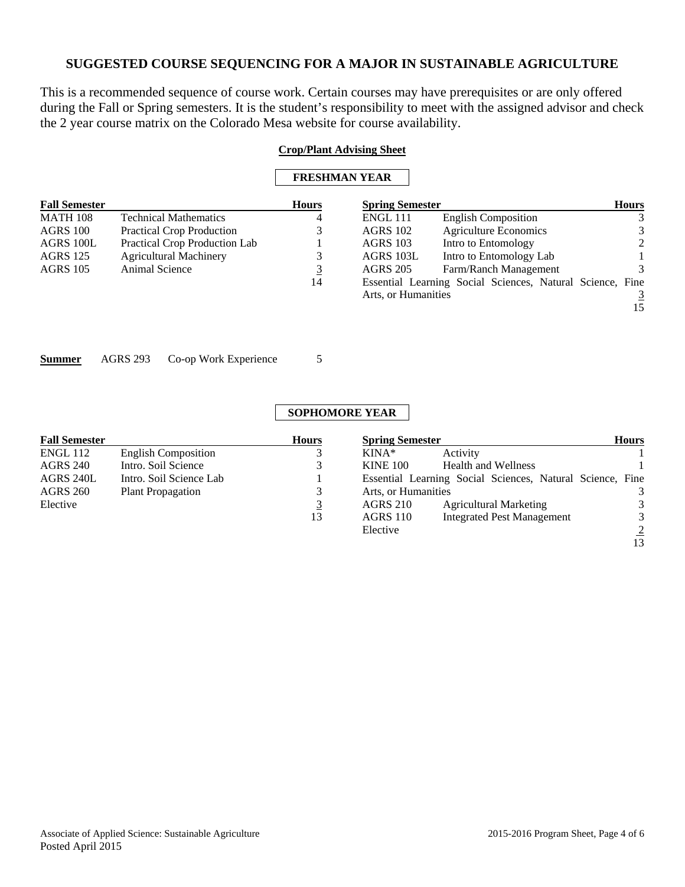## SUGGESTED COURSE SEQUENCING FOR A MAJOR IN SUSTAINABLE AGRICULTURE

This is a recommended sequence of course work. Certain courses may have prerequisites or are only offered during the Fall or Spring semesters. It is the student's responsibility to meet with the assigned advisor and check the 2 year course matrix on the Colorado Mesa website for course availability.

**Crop/Plant Advising Sheet**

### FRESHMAN YEAR

| Fall Semester | | Hours |
|---|---|---|
| MATH 108 | Technical Mathematics | 4 |
| AGRS 100 | Practical Crop Production | 3 |
| AGRS 100L | Practical Crop Production Lab | 1 |
| AGRS 125 | Agricultural Machinery | 3 |
| AGRS 105 | Animal Science | 3 |
| | | 14 |

| Spring Semester | | Hours |
|---|---|---|
| ENGL 111 | English Composition | 3 |
| AGRS 102 | Agriculture Economics | 3 |
| AGRS 103 | Intro to Entomology | 2 |
| AGRS 103L | Intro to Entomology Lab | 1 |
| AGRS 205 | Farm/Ranch Management | 3 |
| Essential Learning Social Sciences, Natural Science, Fine Arts, or Humanities | | 3 |
| | | 15 |

**Summer** AGRS 293 Co-op Work Experience 5

### SOPHOMORE YEAR

| Fall Semester | | Hours |
|---|---|---|
| ENGL 112 | English Composition | 3 |
| AGRS 240 | Intro. Soil Science | 3 |
| AGRS 240L | Intro. Soil Science Lab | 1 |
| AGRS 260 | Plant Propagation | 3 |
| Elective | | 3 |
| | | 13 |

| Spring Semester | | Hours |
|---|---|---|
| KINA* | Activity | 1 |
| KINE 100 | Health and Wellness | 1 |
| Essential Learning Social Sciences, Natural Science, Fine Arts, or Humanities | | 3 |
| AGRS 210 | Agricultural Marketing | 3 |
| AGRS 110 | Integrated Pest Management | 3 |
| Elective | | 2 |
| | | 13 |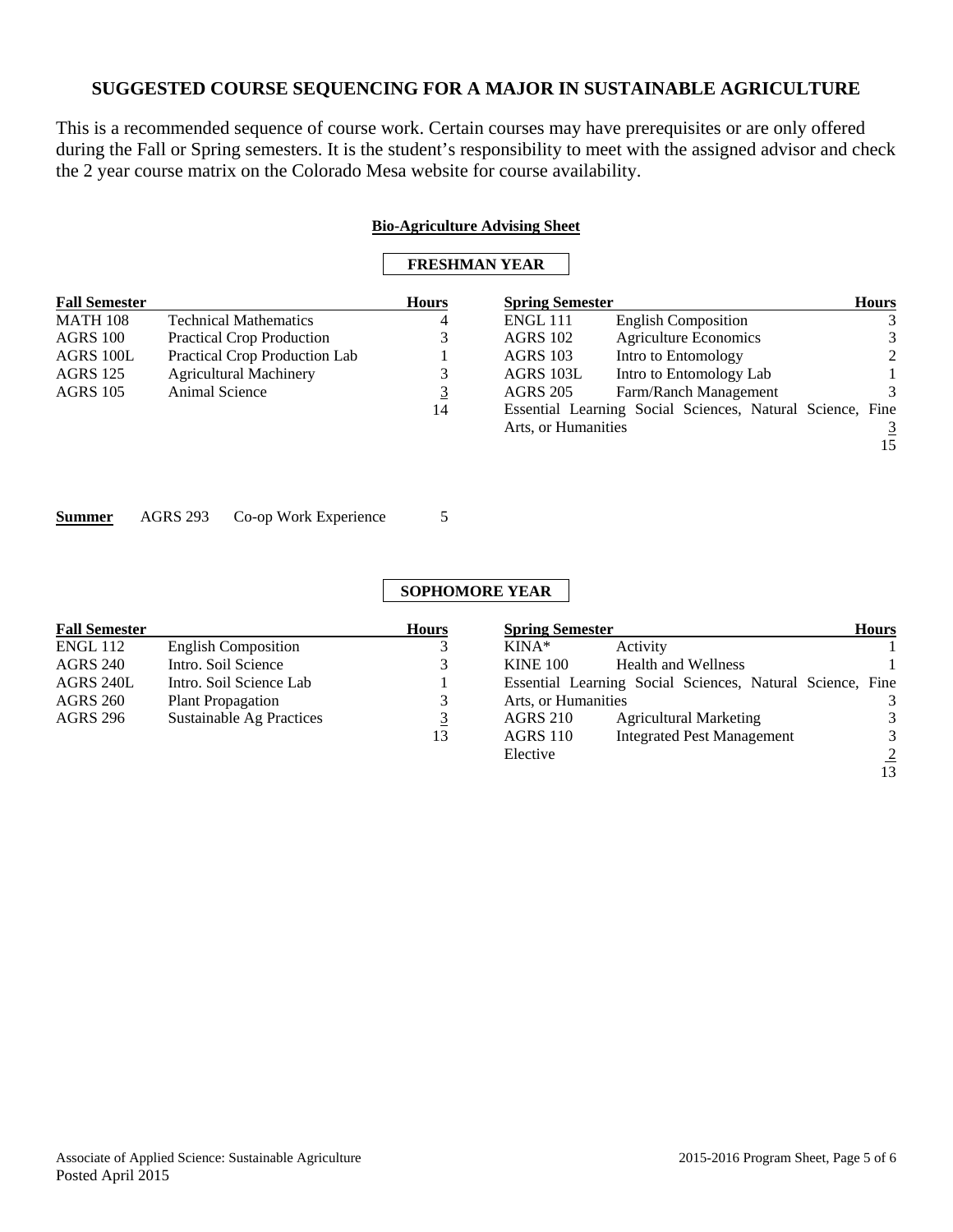## SUGGESTED COURSE SEQUENCING FOR A MAJOR IN SUSTAINABLE AGRICULTURE

This is a recommended sequence of course work. Certain courses may have prerequisites or are only offered during the Fall or Spring semesters. It is the student's responsibility to meet with the assigned advisor and check the 2 year course matrix on the Colorado Mesa website for course availability.

**Bio-Agriculture Advising Sheet**

### FRESHMAN YEAR

| Fall Semester | | Hours |
|---|---|---|
| MATH 108 | Technical Mathematics | 4 |
| AGRS 100 | Practical Crop Production | 3 |
| AGRS 100L | Practical Crop Production Lab | 1 |
| AGRS 125 | Agricultural Machinery | 3 |
| AGRS 105 | Animal Science | 3 |
| | | 14 |

| Spring Semester | | Hours |
|---|---|---|
| ENGL 111 | English Composition | 3 |
| AGRS 102 | Agriculture Economics | 3 |
| AGRS 103 | Intro to Entomology | 2 |
| AGRS 103L | Intro to Entomology Lab | 1 |
| AGRS 205 | Farm/Ranch Management | 3 |
| Essential Learning Social Sciences, Natural Science, Fine Arts, or Humanities | | 3 |
| | | 15 |

**Summer** AGRS 293 Co-op Work Experience 5

### SOPHOMORE YEAR

| Fall Semester | | Hours |
|---|---|---|
| ENGL 112 | English Composition | 3 |
| AGRS 240 | Intro. Soil Science | 3 |
| AGRS 240L | Intro. Soil Science Lab | 1 |
| AGRS 260 | Plant Propagation | 3 |
| AGRS 296 | Sustainable Ag Practices | 3 |
| | | 13 |

| Spring Semester | | Hours |
|---|---|---|
| KINA* | Activity | 1 |
| KINE 100 | Health and Wellness | 1 |
| Essential Learning Social Sciences, Natural Science, Fine Arts, or Humanities | | 3 |
| AGRS 210 | Agricultural Marketing | 3 |
| AGRS 110 | Integrated Pest Management | 3 |
| Elective | | 2 |
| | | 13 |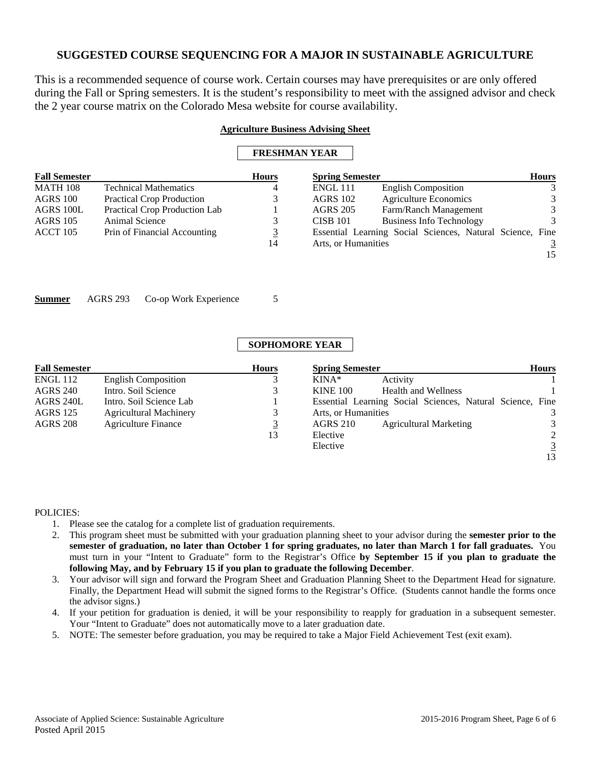## SUGGESTED COURSE SEQUENCING FOR A MAJOR IN SUSTAINABLE AGRICULTURE

This is a recommended sequence of course work. Certain courses may have prerequisites or are only offered during the Fall or Spring semesters. It is the student's responsibility to meet with the assigned advisor and check the 2 year course matrix on the Colorado Mesa website for course availability.

**Agriculture Business Advising Sheet**

### FRESHMAN YEAR

| Fall Semester | | Hours |
|---|---|---|
| MATH 108 | Technical Mathematics | 4 |
| AGRS 100 | Practical Crop Production | 3 |
| AGRS 100L | Practical Crop Production Lab | 1 |
| AGRS 105 | Animal Science | 3 |
| ACCT 105 | Prin of Financial Accounting | 3 |
| | | 14 |

| Spring Semester | | Hours |
|---|---|---|
| ENGL 111 | English Composition | 3 |
| AGRS 102 | Agriculture Economics | 3 |
| AGRS 205 | Farm/Ranch Management | 3 |
| CISB 101 | Business Info Technology | 3 |
| Essential Learning Social Sciences, Natural Science, Fine Arts, or Humanities | | 3 |
| | | 15 |

**Summer** AGRS 293 Co-op Work Experience 5

### SOPHOMORE YEAR

| Fall Semester | | Hours |
|---|---|---|
| ENGL 112 | English Composition | 3 |
| AGRS 240 | Intro. Soil Science | 3 |
| AGRS 240L | Intro. Soil Science Lab | 1 |
| AGRS 125 | Agricultural Machinery | 3 |
| AGRS 208 | Agriculture Finance | 3 |
| | | 13 |

| Spring Semester | | Hours |
|---|---|---|
| KINA* | Activity | 1 |
| KINE 100 | Health and Wellness | 1 |
| Essential Learning Social Sciences, Natural Science, Fine Arts, or Humanities | | 3 |
| AGRS 210 | Agricultural Marketing | 3 |
| Elective | | 2 |
| Elective | | 3 |
| | | 13 |

POLICIES:

1. Please see the catalog for a complete list of graduation requirements.
2. This program sheet must be submitted with your graduation planning sheet to your advisor during the **semester prior to the semester of graduation, no later than October 1 for spring graduates, no later than March 1 for fall graduates.** You must turn in your "Intent to Graduate" form to the Registrar's Office **by September 15 if you plan to graduate the following May, and by February 15 if you plan to graduate the following December**.
3. Your advisor will sign and forward the Program Sheet and Graduation Planning Sheet to the Department Head for signature. Finally, the Department Head will submit the signed forms to the Registrar's Office. (Students cannot handle the forms once the advisor signs.)
4. If your petition for graduation is denied, it will be your responsibility to reapply for graduation in a subsequent semester. Your "Intent to Graduate" does not automatically move to a later graduation date.
5. NOTE: The semester before graduation, you may be required to take a Major Field Achievement Test (exit exam).